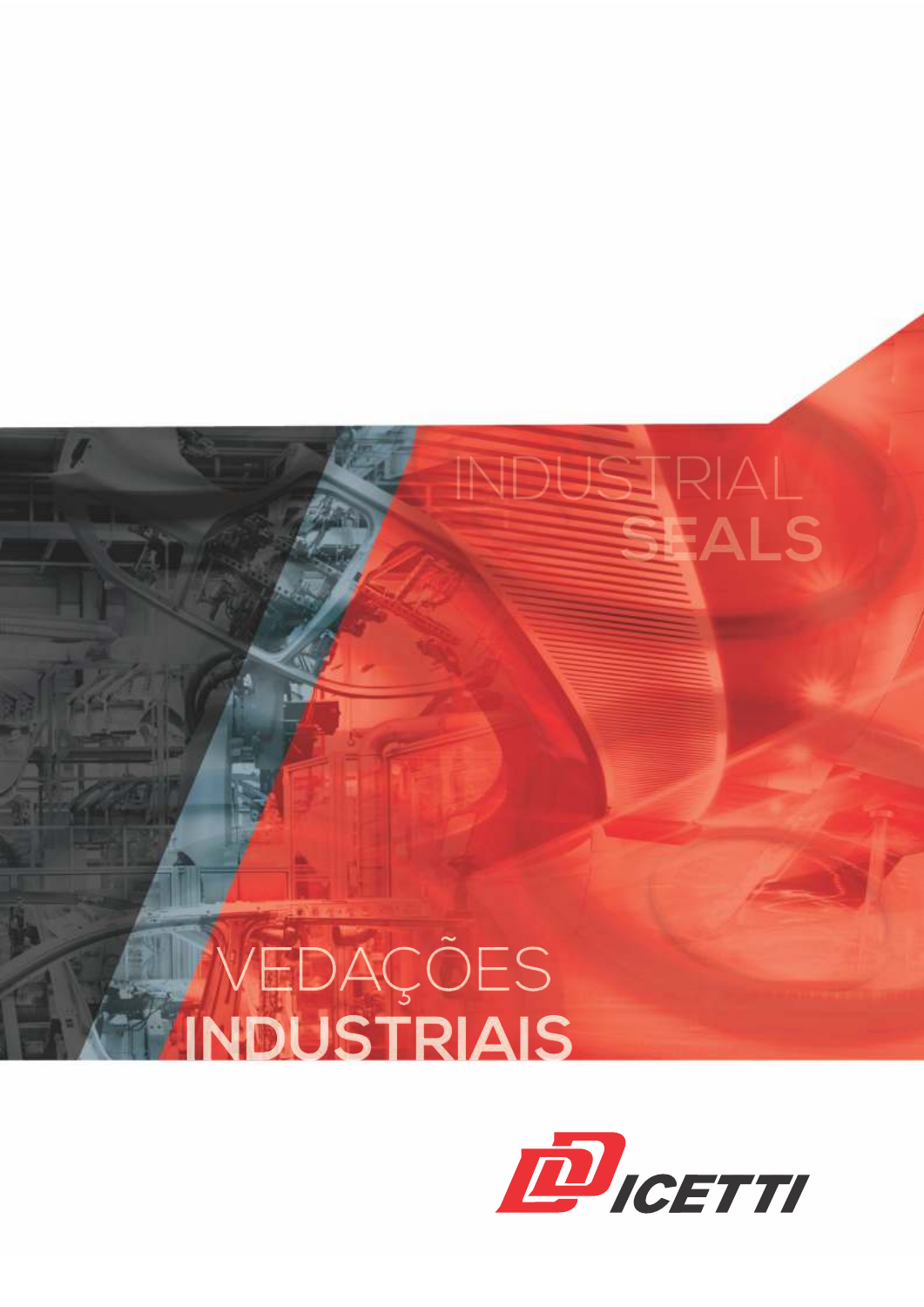# INDUSTRIAL SEALS

# VEDAÇÕES INDUSTRIAIS

DICETTI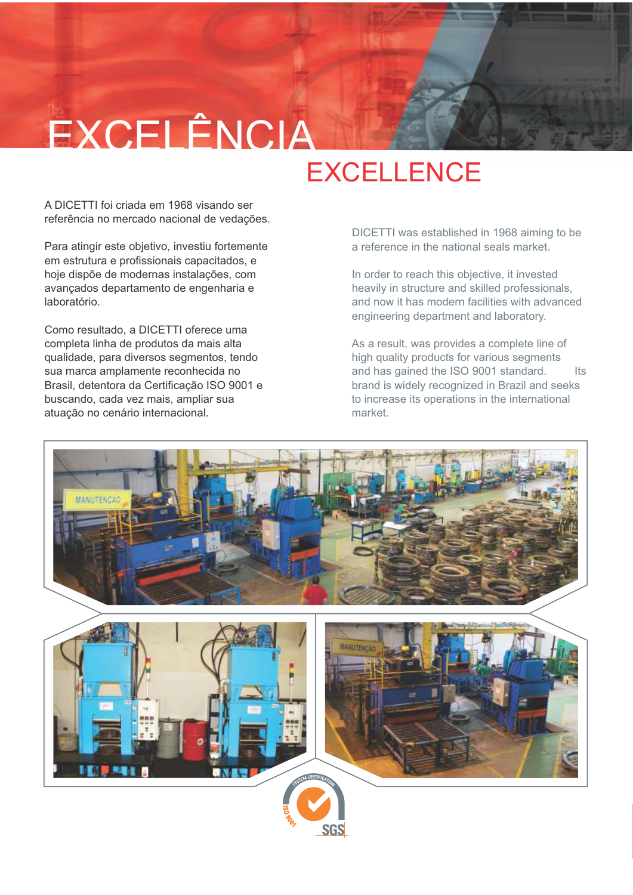# EXCELÊNCIA

# EXCELLENCE

A DICETTI foi criada em 1968 visando ser referência no mercado nacional de vedações.

Para atingir este objetivo, investiu fortemente em estrutura e profissionais capacitados, e hoje dispõe de modernas instalações, com avançados departamento de engenharia e laboratório.

Como resultado, a DICETTI oferece uma completa linha de produtos da mais alta qualidade, para diversos segmentos, tendo sua marca amplamente reconhecida no Brasil, detentora da Certificação ISO 9001 e buscando, cada vez mais, ampliar sua atuação no cenário internacional.

DICETTI was established in 1968 aiming to be a reference in the national seals market.

In order to reach this objective, it invested heavily in structure and skilled professionals, and now it has modern facilities with advanced engineering department and laboratory.

As a result, was provides a complete line of high quality products for various segments and has gained the ISO 9001 standard. Its brand is widely recognized in Brazil and seeks to increase its operations in the international market.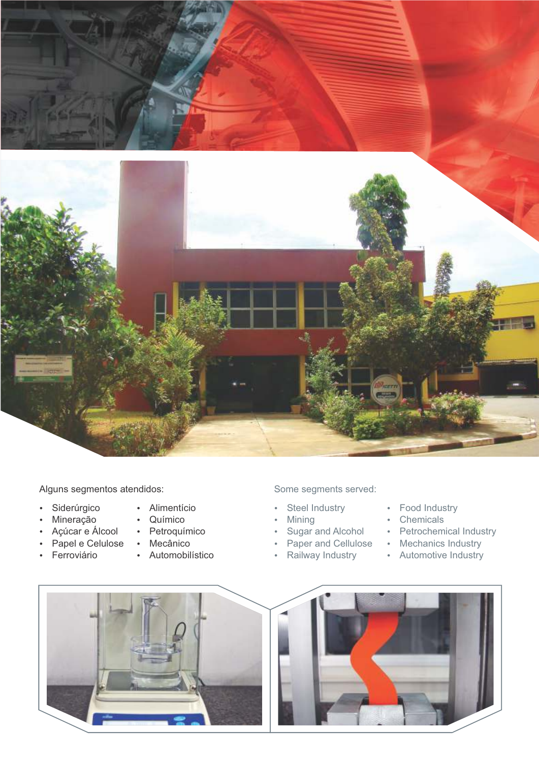Alguns segmentos atendidos:

- Siderúrgico
- Mineração
- Açúcar e Álcool
- Papel e Celulose
- Ferroviário
- Alimentício
- Químico
- Petroquímico
- Mecânico
- Automobilístico

Some segments served:

- Steel Industry
- Mining
- Sugar and Alcohol
- Paper and Cellulose
- Railway Industry
- Food Industry
- Chemicals
- Petrochemical Industry
- Mechanics Industry
- Automotive Industry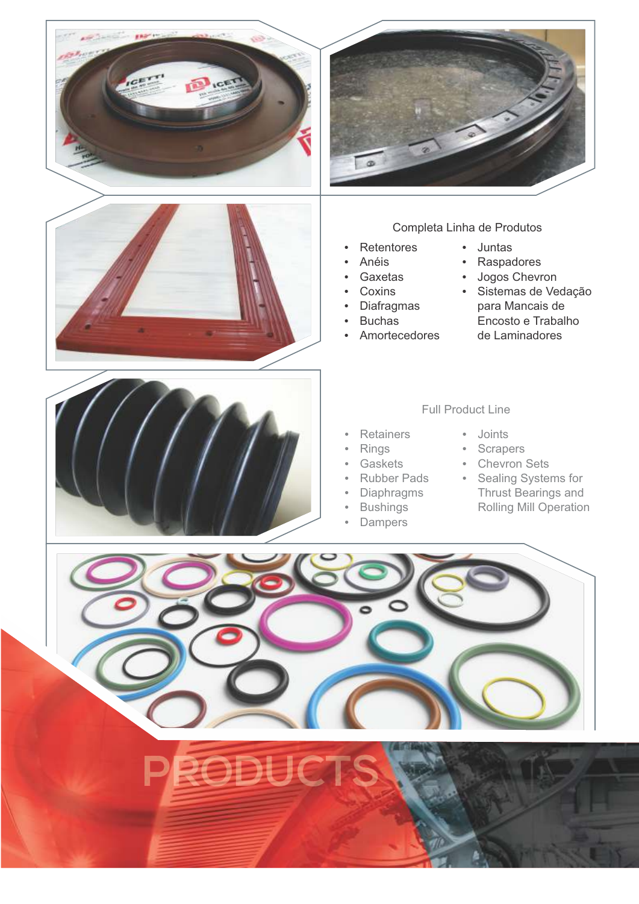## Completa Linha de Produtos

- Retentores
- Anéis
- Gaxetas
- Coxins
- Diafragmas
- Buchas
- Amortecedores
- Juntas
- Raspadores
- Jogos Chevron
- Sistemas de Vedação para Mancais de Encosto e Trabalho de Laminadores

## Full Product Line

- Retainers
- Rings
- Gaskets
- Rubber Pads
- Diaphragms
- Bushings
- Dampers
- Joints
- Scrapers
- Chevron Sets
- Sealing Systems for Thrust Bearings and Rolling Mill Operation

# PRODUCTS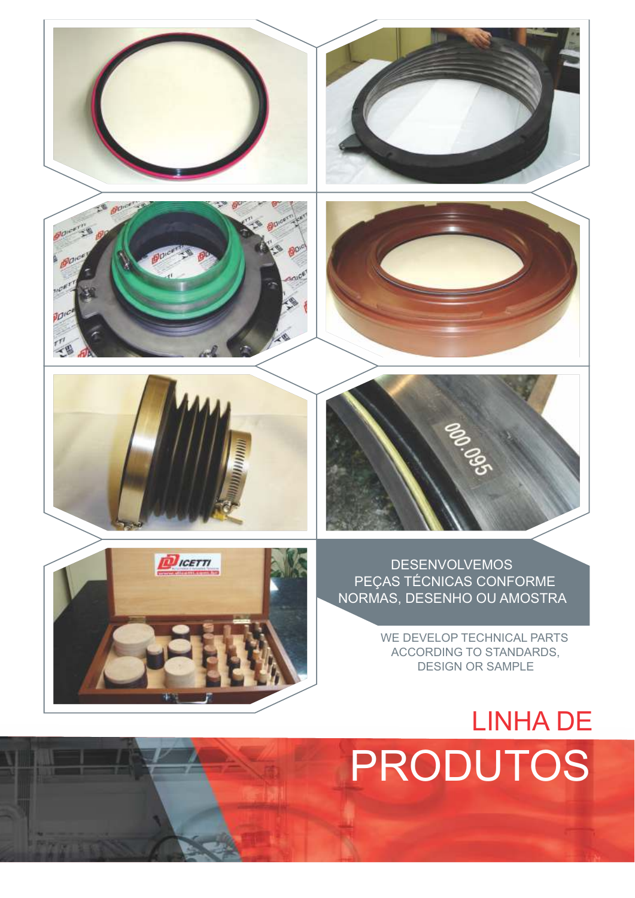DESENVOLVEMOS PEÇAS TÉCNICAS CONFORME NORMAS, DESENHO OU AMOSTRA

WE DEVELOP TECHNICAL PARTS ACCORDING TO STANDARDS, DESIGN OR SAMPLE

# LINHA DE PRODUTOS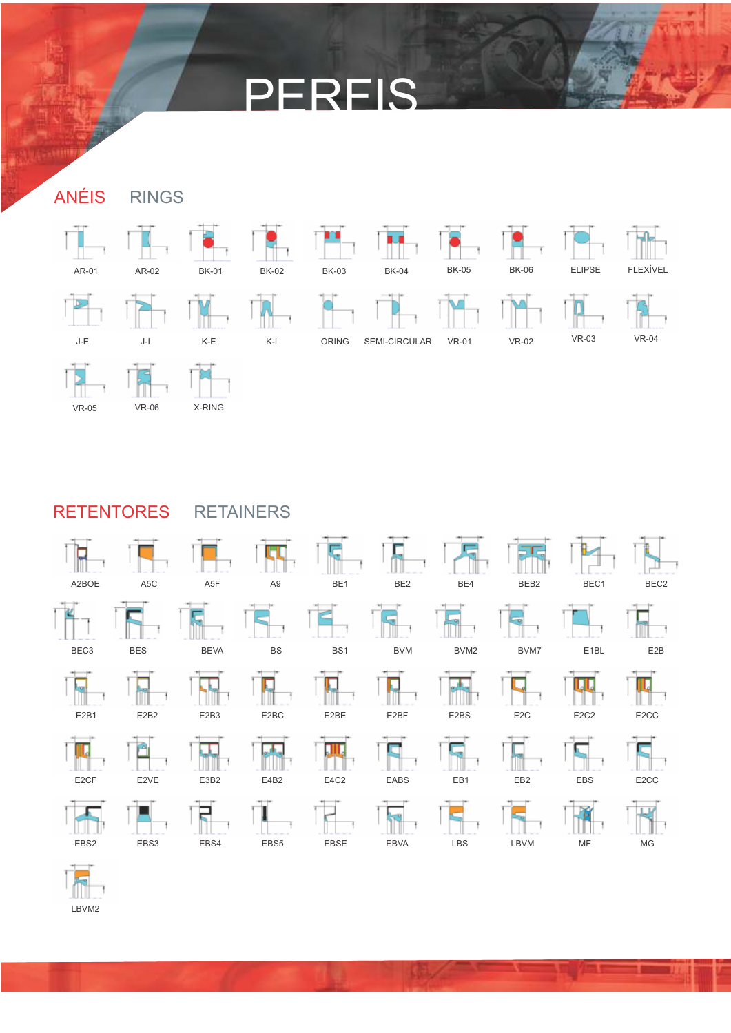# PERFIS

## ANÉIS RINGS

AR-01
AR-02
BK-01
BK-02
BK-03
BK-04
BK-05
BK-06
ELIPSE
FLEXÍVEL
J-E
J-I
K-E
K-I
ORING
SEMI-CIRCULAR
VR-01
VR-02
VR-03
VR-04
VR-05
VR-06
X-RING

## RETENTORES RETAINERS

A2BOE
A5C
A5F
A9
BE1
BE2
BE4
BEB2
BEC1
BEC2
BEC3
BES
BEVA
BS
BS1
BVM
BVM2
BVM7
E1BL
E2B
E2B1
E2B2
E2B3
E2BC
E2BE
E2BF
E2BS
E2C
E2C2
E2CC
E2CF
E2VE
E3B2
E4B2
E4C2
EABS
EB1
EB2
EBS
E2CC
EBS2
EBS3
EBS4
EBS5
EBSE
EBVA
LBS
LBVM
MF
MG
LBVM2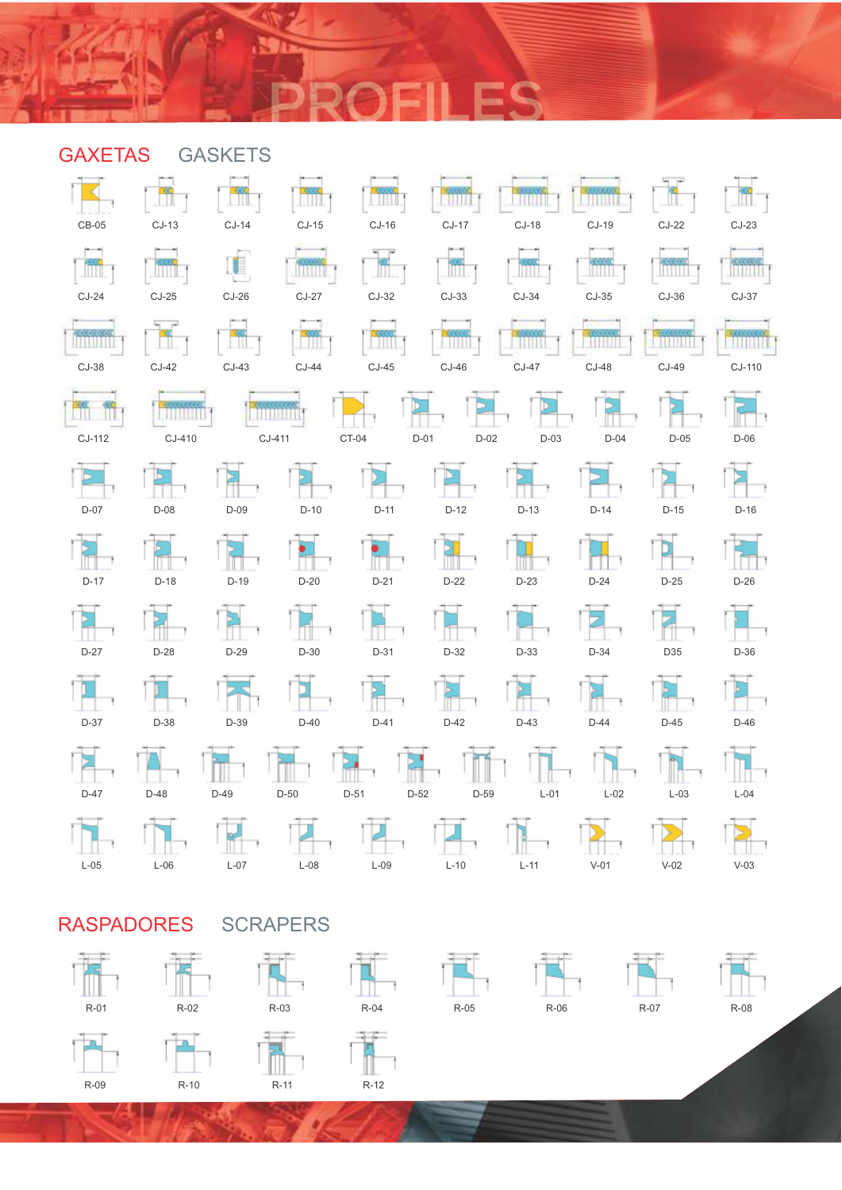# PROFILES

## GAXETAS GASKETS

CB-05, CJ-13, CJ-14, CJ-15, CJ-16, CJ-17, CJ-18, CJ-19, CJ-22, CJ-23

CJ-24, CJ-25, CJ-26, CJ-27, CJ-32, CJ-33, CJ-34, CJ-35, CJ-36, CJ-37

CJ-38, CJ-42, CJ-43, CJ-44, CJ-45, CJ-46, CJ-47, CJ-48, CJ-49, CJ-110

CJ-112, CJ-410, CJ-411, CT-04, D-01, D-02, D-03, D-04, D-05, D-06

D-07, D-08, D-09, D-10, D-11, D-12, D-13, D-14, D-15, D-16

D-17, D-18, D-19, D-20, D-21, D-22, D-23, D-24, D-25, D-26

D-27, D-28, D-29, D-30, D-31, D-32, D-33, D-34, D35, D-36

D-37, D-38, D-39, D-40, D-41, D-42, D-43, D-44, D-45, D-46

D-47, D-48, D-49, D-50, D-51, D-52, D-59, L-01, L-02, L-03, L-04

L-05, L-06, L-07, L-08, L-09, L-10, L-11, V-01, V-02, V-03

## RASPADORES SCRAPERS

R-01, R-02, R-03, R-04, R-05, R-06, R-07, R-08

R-09, R-10, R-11, R-12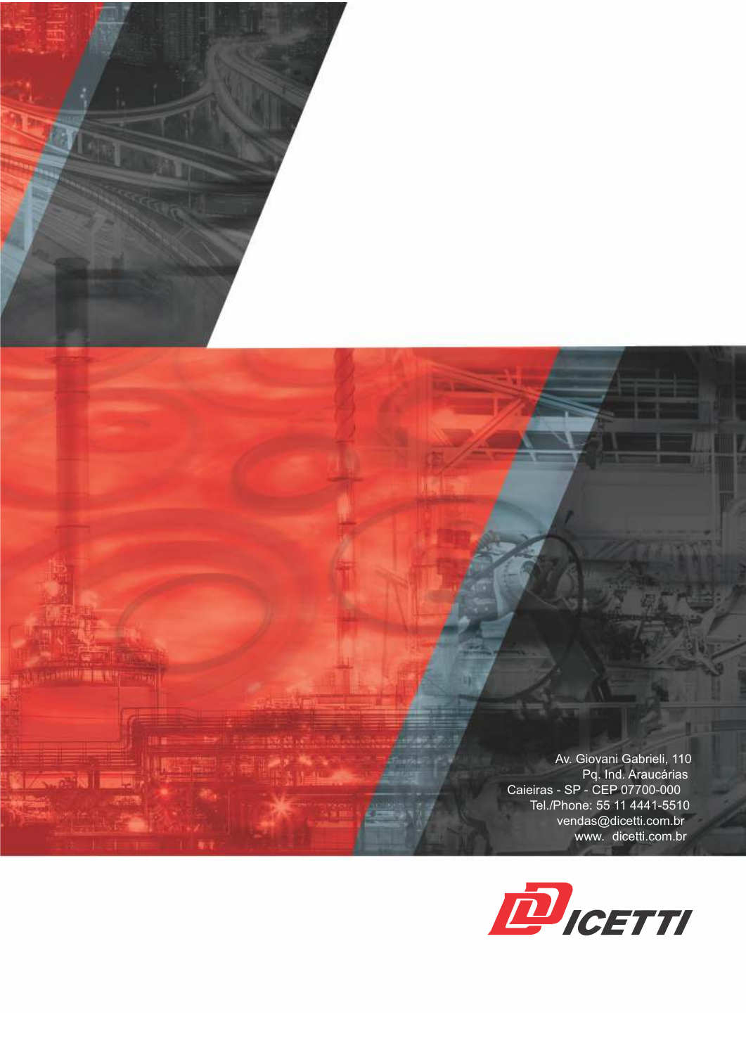Av. Giovani Gabrieli, 110
Pq. Ind. Araucárias
Caieiras - SP - CEP 07700-000
Tel./Phone: 55 11 4441-5510
vendas@dicetti.com.br
www. dicetti.com.br

DICETTI